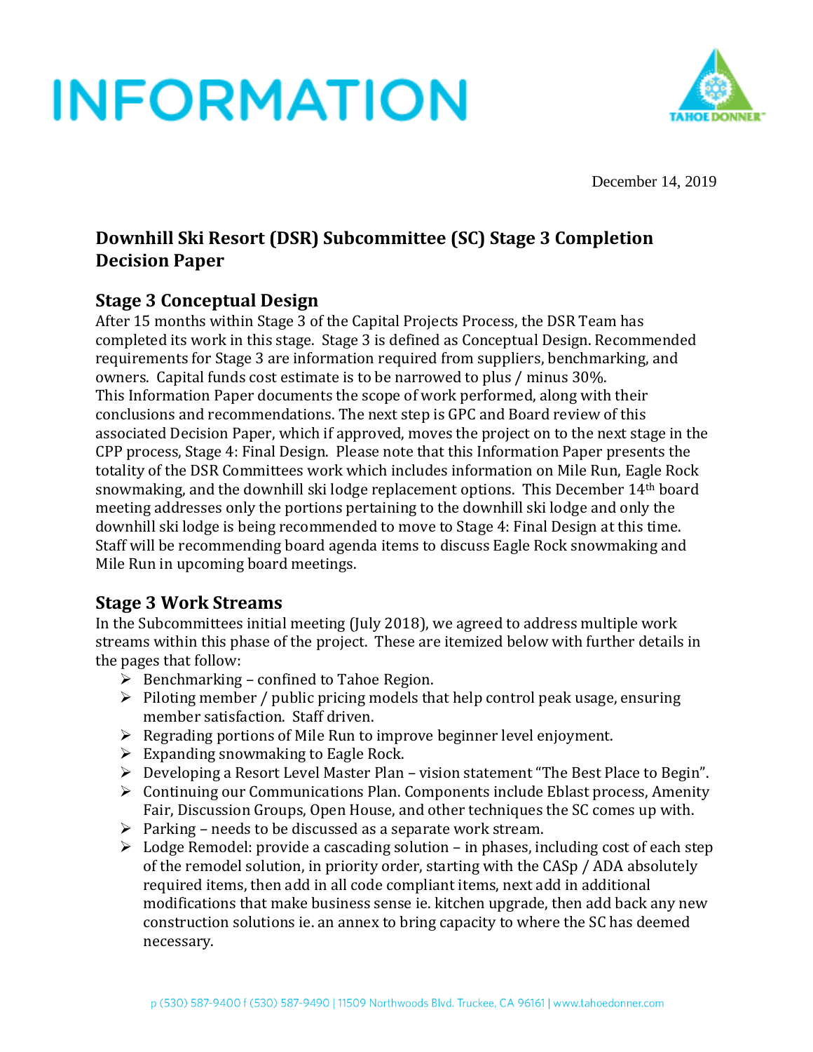# INFORMATION

December 14, 2019

## Downhill Ski Resort (DSR) Subcommittee (SC) Stage 3 Completion Decision Paper

### Stage 3 Conceptual Design

After 15 months within Stage 3 of the Capital Projects Process, the DSR Team has completed its work in this stage. Stage 3 is defined as Conceptual Design. Recommended requirements for Stage 3 are information required from suppliers, benchmarking, and owners. Capital funds cost estimate is to be narrowed to plus / minus 30%. This Information Paper documents the scope of work performed, along with their conclusions and recommendations. The next step is GPC and Board review of this associated Decision Paper, which if approved, moves the project on to the next stage in the CPP process, Stage 4: Final Design. Please note that this Information Paper presents the totality of the DSR Committees work which includes information on Mile Run, Eagle Rock snowmaking, and the downhill ski lodge replacement options. This December 14th board meeting addresses only the portions pertaining to the downhill ski lodge and only the downhill ski lodge is being recommended to move to Stage 4: Final Design at this time. Staff will be recommending board agenda items to discuss Eagle Rock snowmaking and Mile Run in upcoming board meetings.

### Stage 3 Work Streams

In the Subcommittees initial meeting (July 2018), we agreed to address multiple work streams within this phase of the project. These are itemized below with further details in the pages that follow:

- Benchmarking – confined to Tahoe Region.
- Piloting member / public pricing models that help control peak usage, ensuring member satisfaction. Staff driven.
- Regrading portions of Mile Run to improve beginner level enjoyment.
- Expanding snowmaking to Eagle Rock.
- Developing a Resort Level Master Plan – vision statement "The Best Place to Begin".
- Continuing our Communications Plan. Components include Eblast process, Amenity Fair, Discussion Groups, Open House, and other techniques the SC comes up with.
- Parking – needs to be discussed as a separate work stream.
- Lodge Remodel: provide a cascading solution – in phases, including cost of each step of the remodel solution, in priority order, starting with the CASp / ADA absolutely required items, then add in all code compliant items, next add in additional modifications that make business sense ie. kitchen upgrade, then add back any new construction solutions ie. an annex to bring capacity to where the SC has deemed necessary.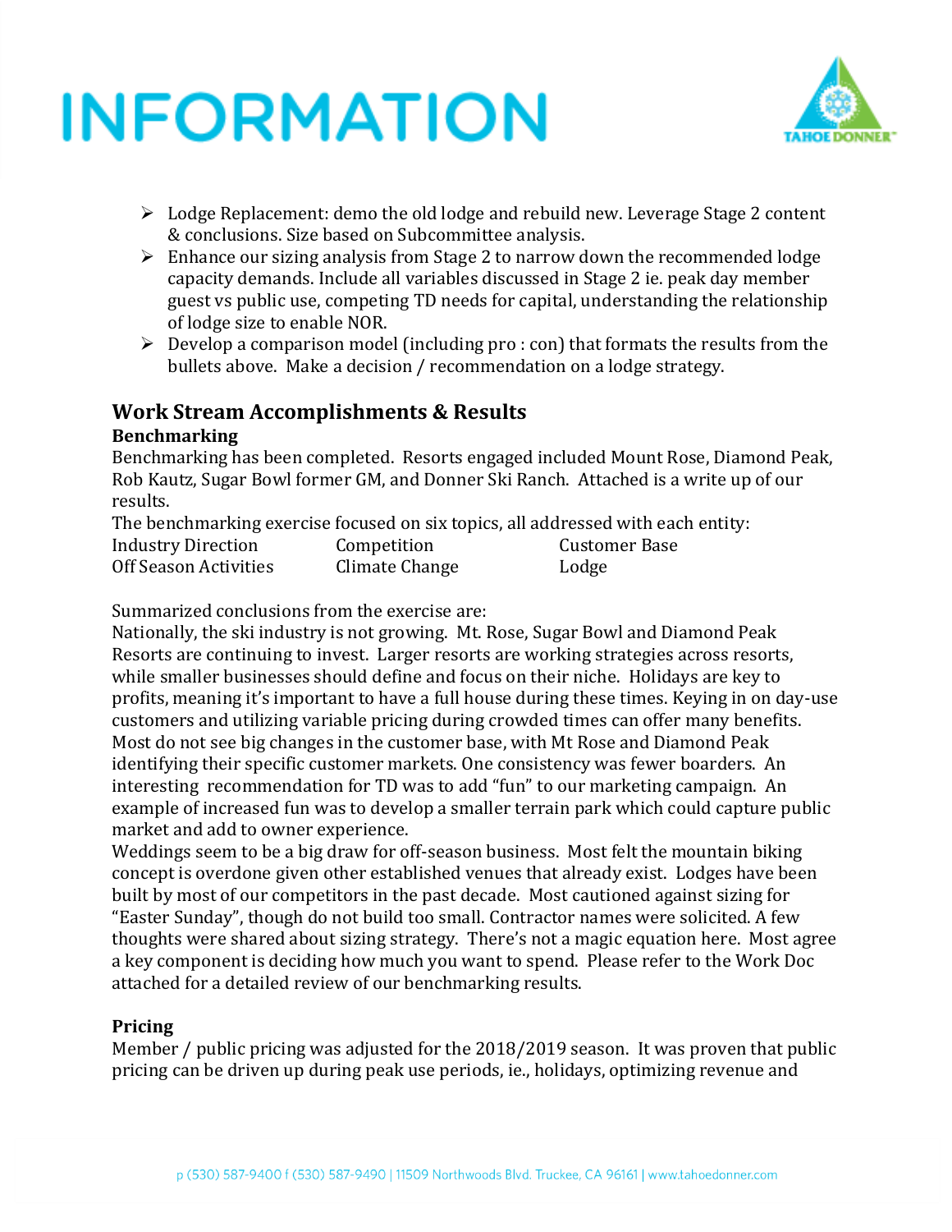- Lodge Replacement: demo the old lodge and rebuild new. Leverage Stage 2 content & conclusions. Size based on Subcommittee analysis.
- Enhance our sizing analysis from Stage 2 to narrow down the recommended lodge capacity demands. Include all variables discussed in Stage 2 ie. peak day member guest vs public use, competing TD needs for capital, understanding the relationship of lodge size to enable NOR.
- Develop a comparison model (including pro : con) that formats the results from the bullets above. Make a decision / recommendation on a lodge strategy.

## Work Stream Accomplishments & Results

### Benchmarking

Benchmarking has been completed. Resorts engaged included Mount Rose, Diamond Peak, Rob Kautz, Sugar Bowl former GM, and Donner Ski Ranch. Attached is a write up of our results.

The benchmarking exercise focused on six topics, all addressed with each entity:

| | | |
|---|---|---|
| Industry Direction | Competition | Customer Base |
| Off Season Activities | Climate Change | Lodge |

Summarized conclusions from the exercise are:

Nationally, the ski industry is not growing. Mt. Rose, Sugar Bowl and Diamond Peak Resorts are continuing to invest. Larger resorts are working strategies across resorts, while smaller businesses should define and focus on their niche. Holidays are key to profits, meaning it's important to have a full house during these times. Keying in on day-use customers and utilizing variable pricing during crowded times can offer many benefits. Most do not see big changes in the customer base, with Mt Rose and Diamond Peak identifying their specific customer markets. One consistency was fewer boarders. An interesting recommendation for TD was to add "fun" to our marketing campaign. An example of increased fun was to develop a smaller terrain park which could capture public market and add to owner experience.

Weddings seem to be a big draw for off-season business. Most felt the mountain biking concept is overdone given other established venues that already exist. Lodges have been built by most of our competitors in the past decade. Most cautioned against sizing for "Easter Sunday", though do not build too small. Contractor names were solicited. A few thoughts were shared about sizing strategy. There's not a magic equation here. Most agree a key component is deciding how much you want to spend. Please refer to the Work Doc attached for a detailed review of our benchmarking results.

### Pricing

Member / public pricing was adjusted for the 2018/2019 season. It was proven that public pricing can be driven up during peak use periods, ie., holidays, optimizing revenue and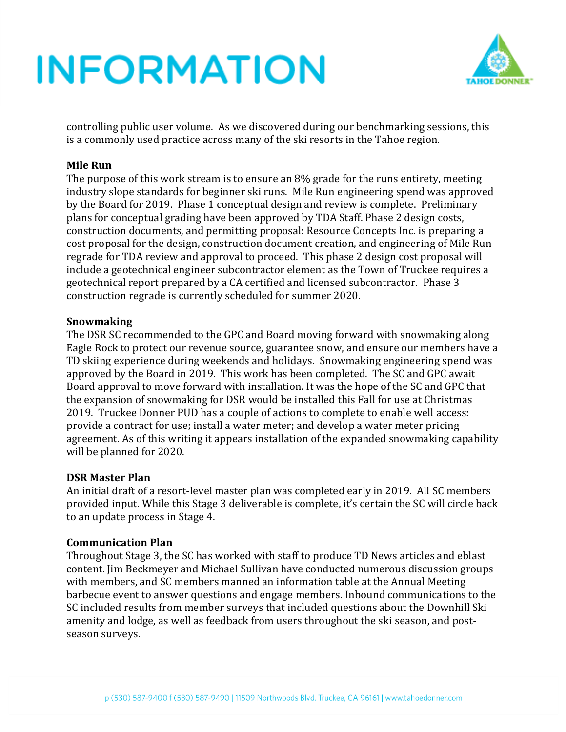controlling public user volume. As we discovered during our benchmarking sessions, this is a commonly used practice across many of the ski resorts in the Tahoe region.

**Mile Run**

The purpose of this work stream is to ensure an 8% grade for the runs entirety, meeting industry slope standards for beginner ski runs. Mile Run engineering spend was approved by the Board for 2019. Phase 1 conceptual design and review is complete. Preliminary plans for conceptual grading have been approved by TDA Staff. Phase 2 design costs, construction documents, and permitting proposal: Resource Concepts Inc. is preparing a cost proposal for the design, construction document creation, and engineering of Mile Run regrade for TDA review and approval to proceed. This phase 2 design cost proposal will include a geotechnical engineer subcontractor element as the Town of Truckee requires a geotechnical report prepared by a CA certified and licensed subcontractor. Phase 3 construction regrade is currently scheduled for summer 2020.

**Snowmaking**

The DSR SC recommended to the GPC and Board moving forward with snowmaking along Eagle Rock to protect our revenue source, guarantee snow, and ensure our members have a TD skiing experience during weekends and holidays. Snowmaking engineering spend was approved by the Board in 2019. This work has been completed. The SC and GPC await Board approval to move forward with installation. It was the hope of the SC and GPC that the expansion of snowmaking for DSR would be installed this Fall for use at Christmas 2019. Truckee Donner PUD has a couple of actions to complete to enable well access: provide a contract for use; install a water meter; and develop a water meter pricing agreement. As of this writing it appears installation of the expanded snowmaking capability will be planned for 2020.

**DSR Master Plan**

An initial draft of a resort-level master plan was completed early in 2019. All SC members provided input. While this Stage 3 deliverable is complete, it's certain the SC will circle back to an update process in Stage 4.

**Communication Plan**

Throughout Stage 3, the SC has worked with staff to produce TD News articles and eblast content. Jim Beckmeyer and Michael Sullivan have conducted numerous discussion groups with members, and SC members manned an information table at the Annual Meeting barbecue event to answer questions and engage members. Inbound communications to the SC included results from member surveys that included questions about the Downhill Ski amenity and lodge, as well as feedback from users throughout the ski season, and post-season surveys.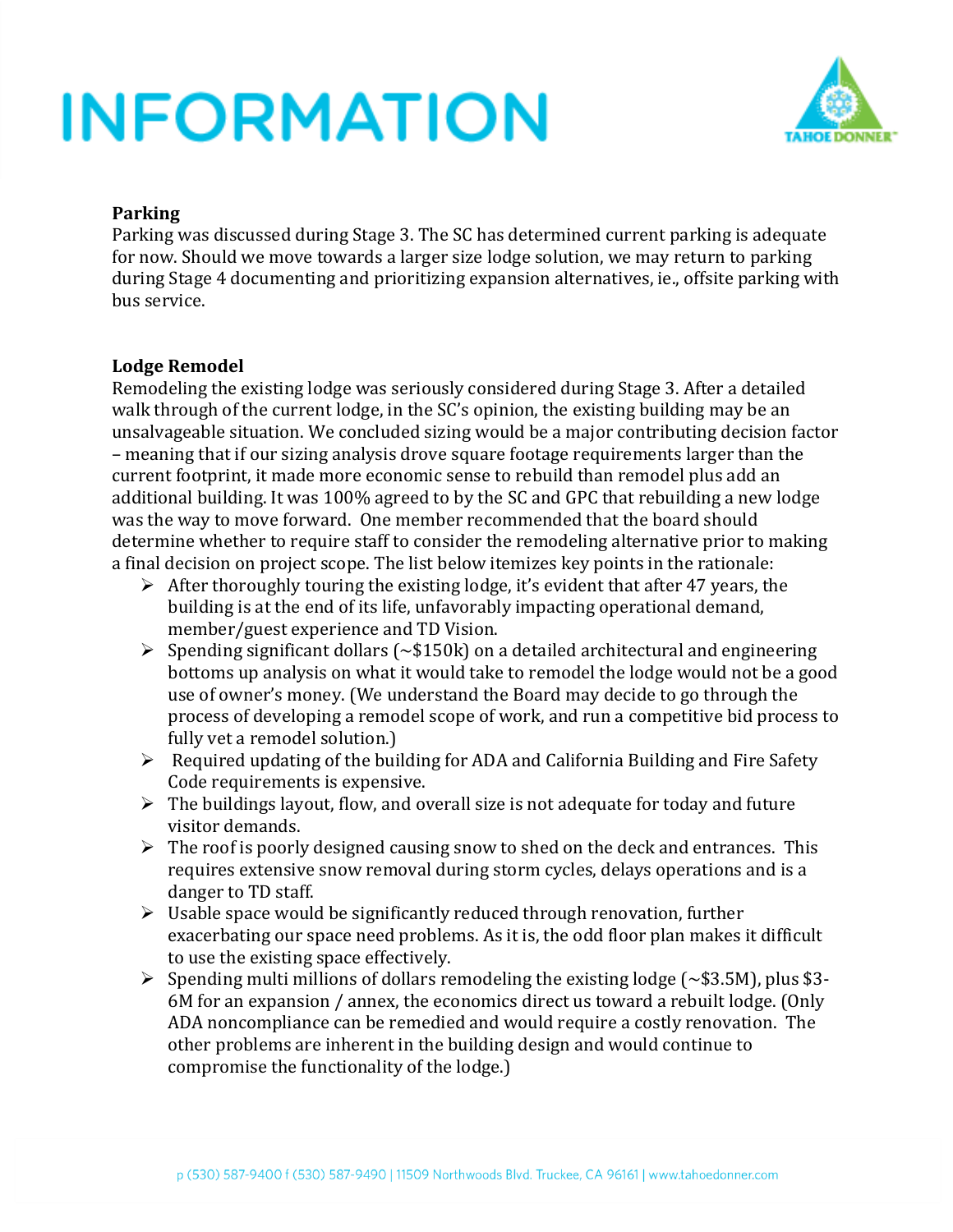# INFORMATION

**Parking**

Parking was discussed during Stage 3. The SC has determined current parking is adequate for now. Should we move towards a larger size lodge solution, we may return to parking during Stage 4 documenting and prioritizing expansion alternatives, ie., offsite parking with bus service.

**Lodge Remodel**

Remodeling the existing lodge was seriously considered during Stage 3. After a detailed walk through of the current lodge, in the SC's opinion, the existing building may be an unsalvageable situation. We concluded sizing would be a major contributing decision factor – meaning that if our sizing analysis drove square footage requirements larger than the current footprint, it made more economic sense to rebuild than remodel plus add an additional building. It was 100% agreed to by the SC and GPC that rebuilding a new lodge was the way to move forward. One member recommended that the board should determine whether to require staff to consider the remodeling alternative prior to making a final decision on project scope. The list below itemizes key points in the rationale:

- After thoroughly touring the existing lodge, it's evident that after 47 years, the building is at the end of its life, unfavorably impacting operational demand, member/guest experience and TD Vision.
- Spending significant dollars (~$150k) on a detailed architectural and engineering bottoms up analysis on what it would take to remodel the lodge would not be a good use of owner's money. (We understand the Board may decide to go through the process of developing a remodel scope of work, and run a competitive bid process to fully vet a remodel solution.)
- Required updating of the building for ADA and California Building and Fire Safety Code requirements is expensive.
- The buildings layout, flow, and overall size is not adequate for today and future visitor demands.
- The roof is poorly designed causing snow to shed on the deck and entrances. This requires extensive snow removal during storm cycles, delays operations and is a danger to TD staff.
- Usable space would be significantly reduced through renovation, further exacerbating our space need problems. As it is, the odd floor plan makes it difficult to use the existing space effectively.
- Spending multi millions of dollars remodeling the existing lodge (~$3.5M), plus $3-6M for an expansion / annex, the economics direct us toward a rebuilt lodge. (Only ADA noncompliance can be remedied and would require a costly renovation. The other problems are inherent in the building design and would continue to compromise the functionality of the lodge.)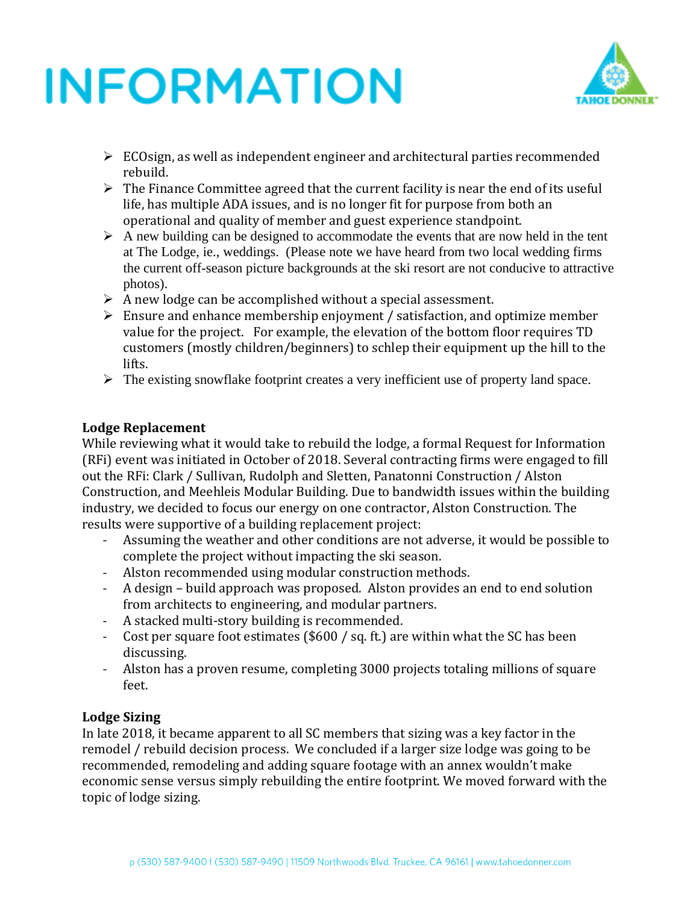- ECOsign, as well as independent engineer and architectural parties recommended rebuild.
- The Finance Committee agreed that the current facility is near the end of its useful life, has multiple ADA issues, and is no longer fit for purpose from both an operational and quality of member and guest experience standpoint.
- A new building can be designed to accommodate the events that are now held in the tent at The Lodge, ie., weddings. (Please note we have heard from two local wedding firms the current off-season picture backgrounds at the ski resort are not conducive to attractive photos).
- A new lodge can be accomplished without a special assessment.
- Ensure and enhance membership enjoyment / satisfaction, and optimize member value for the project. For example, the elevation of the bottom floor requires TD customers (mostly children/beginners) to schlep their equipment up the hill to the lifts.
- The existing snowflake footprint creates a very inefficient use of property land space.

**Lodge Replacement**

While reviewing what it would take to rebuild the lodge, a formal Request for Information (RFi) event was initiated in October of 2018. Several contracting firms were engaged to fill out the RFi: Clark / Sullivan, Rudolph and Sletten, Panatonni Construction / Alston Construction, and Meehleis Modular Building. Due to bandwidth issues within the building industry, we decided to focus our energy on one contractor, Alston Construction. The results were supportive of a building replacement project:

- Assuming the weather and other conditions are not adverse, it would be possible to complete the project without impacting the ski season.
- Alston recommended using modular construction methods.
- A design – build approach was proposed. Alston provides an end to end solution from architects to engineering, and modular partners.
- A stacked multi-story building is recommended.
- Cost per square foot estimates ($600 / sq. ft.) are within what the SC has been discussing.
- Alston has a proven resume, completing 3000 projects totaling millions of square feet.

**Lodge Sizing**

In late 2018, it became apparent to all SC members that sizing was a key factor in the remodel / rebuild decision process. We concluded if a larger size lodge was going to be recommended, remodeling and adding square footage with an annex wouldn't make economic sense versus simply rebuilding the entire footprint. We moved forward with the topic of lodge sizing.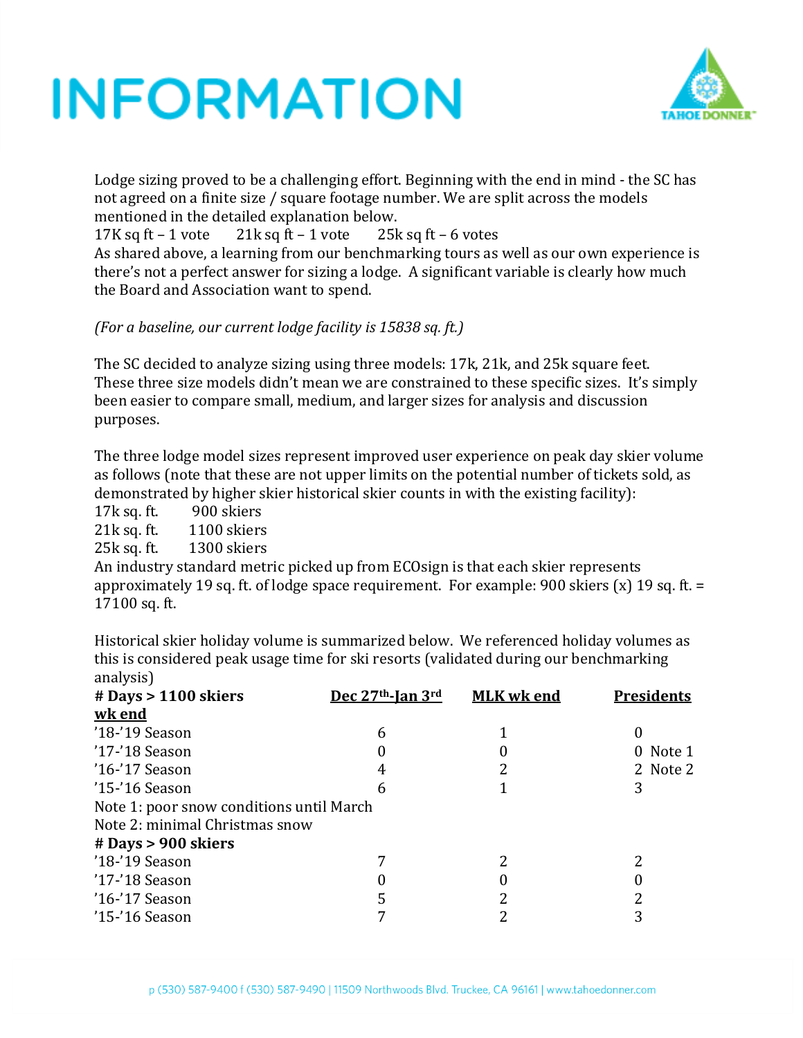# INFORMATION

Lodge sizing proved to be a challenging effort. Beginning with the end in mind - the SC has not agreed on a finite size / square footage number. We are split across the models mentioned in the detailed explanation below.

17K sq ft – 1 vote    21k sq ft – 1 vote    25k sq ft – 6 votes

As shared above, a learning from our benchmarking tours as well as our own experience is there's not a perfect answer for sizing a lodge. A significant variable is clearly how much the Board and Association want to spend.

*(For a baseline, our current lodge facility is 15838 sq. ft.)*

The SC decided to analyze sizing using three models: 17k, 21k, and 25k square feet. These three size models didn't mean we are constrained to these specific sizes. It's simply been easier to compare small, medium, and larger sizes for analysis and discussion purposes.

The three lodge model sizes represent improved user experience on peak day skier volume as follows (note that these are not upper limits on the potential number of tickets sold, as demonstrated by higher skier historical skier counts in with the existing facility):

17k sq. ft.    900 skiers
21k sq. ft.    1100 skiers
25k sq. ft.    1300 skiers

An industry standard metric picked up from ECOsign is that each skier represents approximately 19 sq. ft. of lodge space requirement. For example: 900 skiers (x) 19 sq. ft. = 17100 sq. ft.

Historical skier holiday volume is summarized below. We referenced holiday volumes as this is considered peak usage time for ski resorts (validated during our benchmarking analysis)

| **# Days > 1100 skiers** | **Dec 27th-Jan 3rd wk end** | **MLK wk end** | **Presidents** |
|---|---|---|---|
| '18-'19 Season | 6 | 1 | 0 |
| '17-'18 Season | 0 | 0 | 0 Note 1 |
| '16-'17 Season | 4 | 2 | 2 Note 2 |
| '15-'16 Season | 6 | 1 | 3 |
| Note 1: poor snow conditions until March | | | |
| Note 2: minimal Christmas snow | | | |
| **# Days > 900 skiers** | | | |
| '18-'19 Season | 7 | 2 | 2 |
| '17-'18 Season | 0 | 0 | 0 |
| '16-'17 Season | 5 | 2 | 2 |
| '15-'16 Season | 7 | 2 | 3 |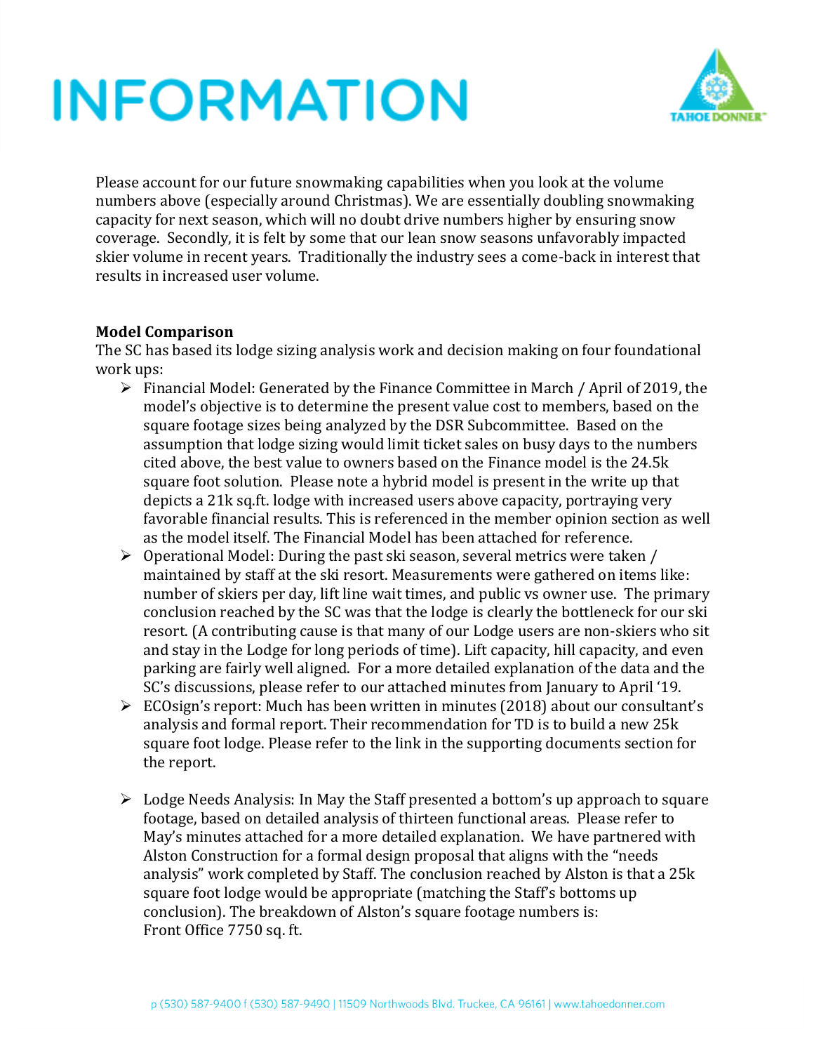# INFORMATION

Please account for our future snowmaking capabilities when you look at the volume numbers above (especially around Christmas). We are essentially doubling snowmaking capacity for next season, which will no doubt drive numbers higher by ensuring snow coverage. Secondly, it is felt by some that our lean snow seasons unfavorably impacted skier volume in recent years. Traditionally the industry sees a come-back in interest that results in increased user volume.

**Model Comparison**

The SC has based its lodge sizing analysis work and decision making on four foundational work ups:

- Financial Model: Generated by the Finance Committee in March / April of 2019, the model's objective is to determine the present value cost to members, based on the square footage sizes being analyzed by the DSR Subcommittee. Based on the assumption that lodge sizing would limit ticket sales on busy days to the numbers cited above, the best value to owners based on the Finance model is the 24.5k square foot solution. Please note a hybrid model is present in the write up that depicts a 21k sq.ft. lodge with increased users above capacity, portraying very favorable financial results. This is referenced in the member opinion section as well as the model itself. The Financial Model has been attached for reference.
- Operational Model: During the past ski season, several metrics were taken / maintained by staff at the ski resort. Measurements were gathered on items like: number of skiers per day, lift line wait times, and public vs owner use. The primary conclusion reached by the SC was that the lodge is clearly the bottleneck for our ski resort. (A contributing cause is that many of our Lodge users are non-skiers who sit and stay in the Lodge for long periods of time). Lift capacity, hill capacity, and even parking are fairly well aligned. For a more detailed explanation of the data and the SC's discussions, please refer to our attached minutes from January to April '19.
- ECOsign's report: Much has been written in minutes (2018) about our consultant's analysis and formal report. Their recommendation for TD is to build a new 25k square foot lodge. Please refer to the link in the supporting documents section for the report.
- Lodge Needs Analysis: In May the Staff presented a bottom's up approach to square footage, based on detailed analysis of thirteen functional areas. Please refer to May's minutes attached for a more detailed explanation. We have partnered with Alston Construction for a formal design proposal that aligns with the "needs analysis" work completed by Staff. The conclusion reached by Alston is that a 25k square foot lodge would be appropriate (matching the Staff's bottoms up conclusion). The breakdown of Alston's square footage numbers is:
  Front Office 7750 sq. ft.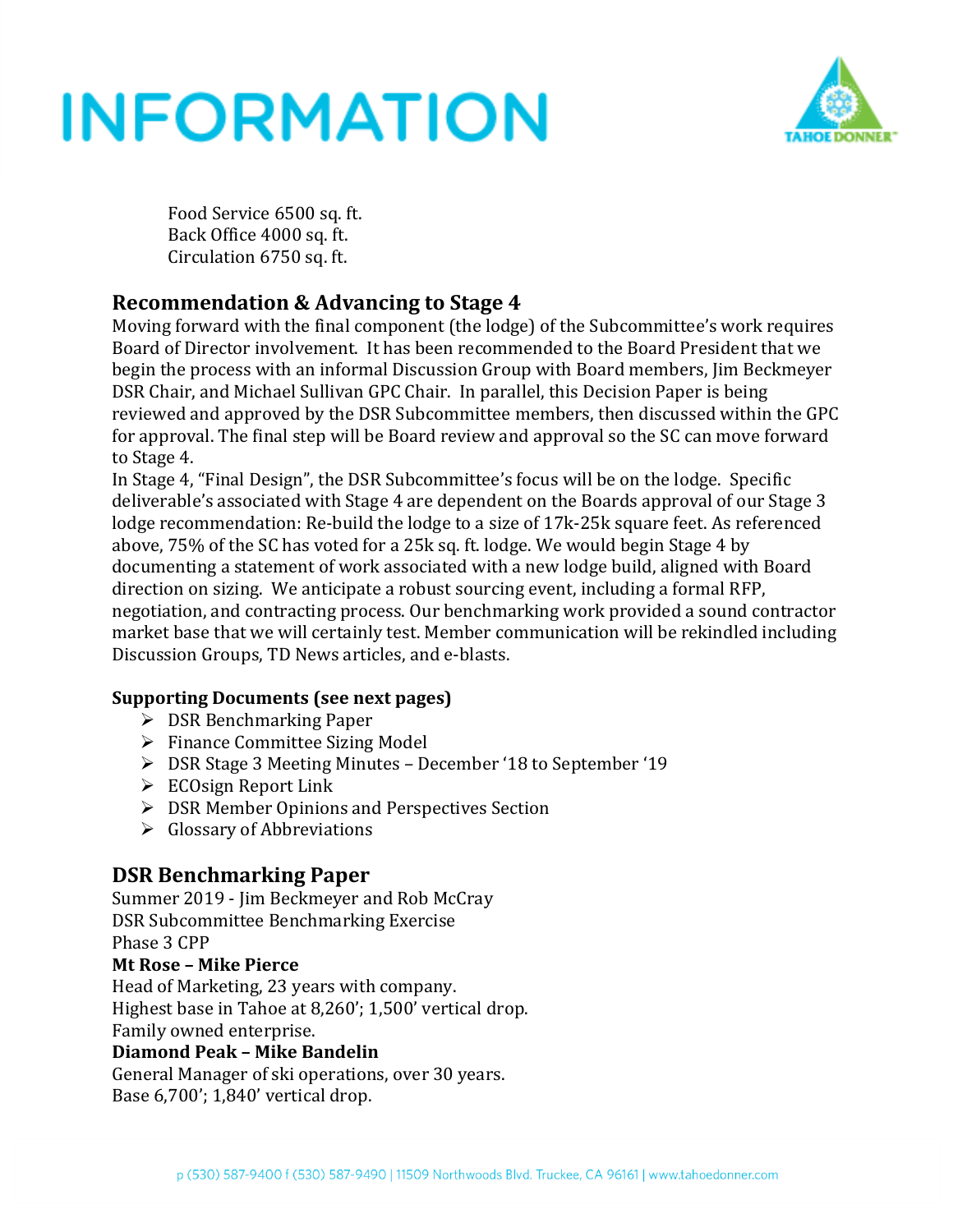Food Service 6500 sq. ft.
Back Office 4000 sq. ft.
Circulation 6750 sq. ft.

## Recommendation & Advancing to Stage 4

Moving forward with the final component (the lodge) of the Subcommittee's work requires Board of Director involvement. It has been recommended to the Board President that we begin the process with an informal Discussion Group with Board members, Jim Beckmeyer DSR Chair, and Michael Sullivan GPC Chair. In parallel, this Decision Paper is being reviewed and approved by the DSR Subcommittee members, then discussed within the GPC for approval. The final step will be Board review and approval so the SC can move forward to Stage 4.

In Stage 4, "Final Design", the DSR Subcommittee's focus will be on the lodge. Specific deliverable's associated with Stage 4 are dependent on the Boards approval of our Stage 3 lodge recommendation: Re-build the lodge to a size of 17k-25k square feet. As referenced above, 75% of the SC has voted for a 25k sq. ft. lodge. We would begin Stage 4 by documenting a statement of work associated with a new lodge build, aligned with Board direction on sizing. We anticipate a robust sourcing event, including a formal RFP, negotiation, and contracting process. Our benchmarking work provided a sound contractor market base that we will certainly test. Member communication will be rekindled including Discussion Groups, TD News articles, and e-blasts.

**Supporting Documents (see next pages)**

- DSR Benchmarking Paper
- Finance Committee Sizing Model
- DSR Stage 3 Meeting Minutes – December '18 to September '19
- ECOsign Report Link
- DSR Member Opinions and Perspectives Section
- Glossary of Abbreviations

## DSR Benchmarking Paper

Summer 2019 - Jim Beckmeyer and Rob McCray
DSR Subcommittee Benchmarking Exercise
Phase 3 CPP

**Mt Rose – Mike Pierce**

Head of Marketing, 23 years with company.
Highest base in Tahoe at 8,260'; 1,500' vertical drop.
Family owned enterprise.

**Diamond Peak – Mike Bandelin**

General Manager of ski operations, over 30 years.
Base 6,700'; 1,840' vertical drop.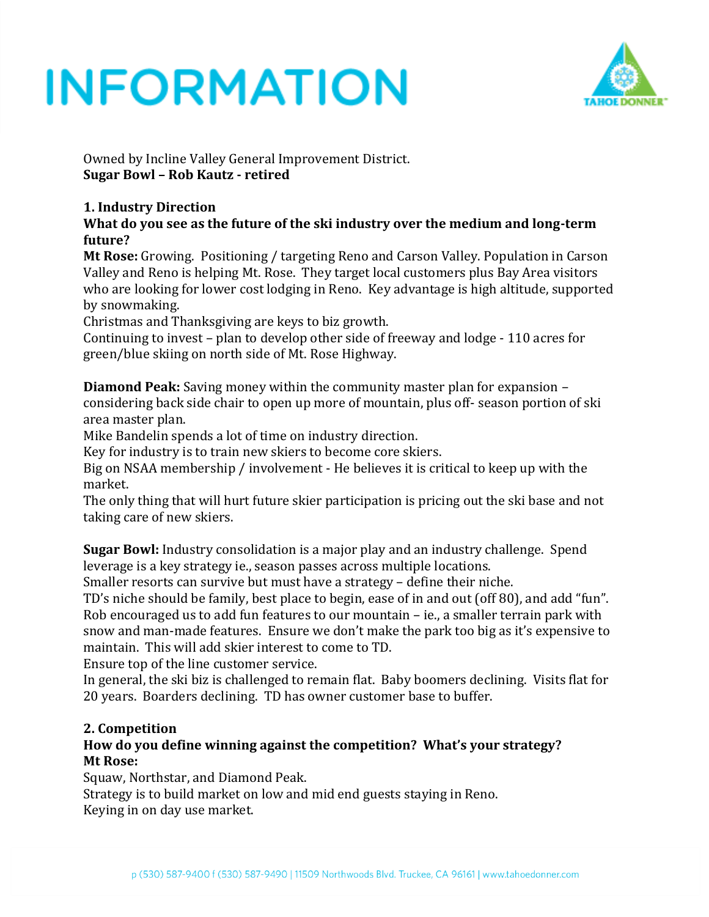# INFORMATION

Owned by Incline Valley General Improvement District.
**Sugar Bowl – Rob Kautz - retired**

**1. Industry Direction**

**What do you see as the future of the ski industry over the medium and long-term future?**

**Mt Rose:** Growing. Positioning / targeting Reno and Carson Valley. Population in Carson Valley and Reno is helping Mt. Rose. They target local customers plus Bay Area visitors who are looking for lower cost lodging in Reno. Key advantage is high altitude, supported by snowmaking.
Christmas and Thanksgiving are keys to biz growth.
Continuing to invest – plan to develop other side of freeway and lodge - 110 acres for green/blue skiing on north side of Mt. Rose Highway.

**Diamond Peak:** Saving money within the community master plan for expansion – considering back side chair to open up more of mountain, plus off- season portion of ski area master plan.
Mike Bandelin spends a lot of time on industry direction.
Key for industry is to train new skiers to become core skiers.
Big on NSAA membership / involvement - He believes it is critical to keep up with the market.
The only thing that will hurt future skier participation is pricing out the ski base and not taking care of new skiers.

**Sugar Bowl:** Industry consolidation is a major play and an industry challenge. Spend leverage is a key strategy ie., season passes across multiple locations.
Smaller resorts can survive but must have a strategy – define their niche.
TD's niche should be family, best place to begin, ease of in and out (off 80), and add "fun".
Rob encouraged us to add fun features to our mountain – ie., a smaller terrain park with snow and man-made features. Ensure we don't make the park too big as it's expensive to maintain. This will add skier interest to come to TD.
Ensure top of the line customer service.
In general, the ski biz is challenged to remain flat. Baby boomers declining. Visits flat for 20 years. Boarders declining. TD has owner customer base to buffer.

**2. Competition**

**How do you define winning against the competition? What's your strategy?**

**Mt Rose:**
Squaw, Northstar, and Diamond Peak.
Strategy is to build market on low and mid end guests staying in Reno.
Keying in on day use market.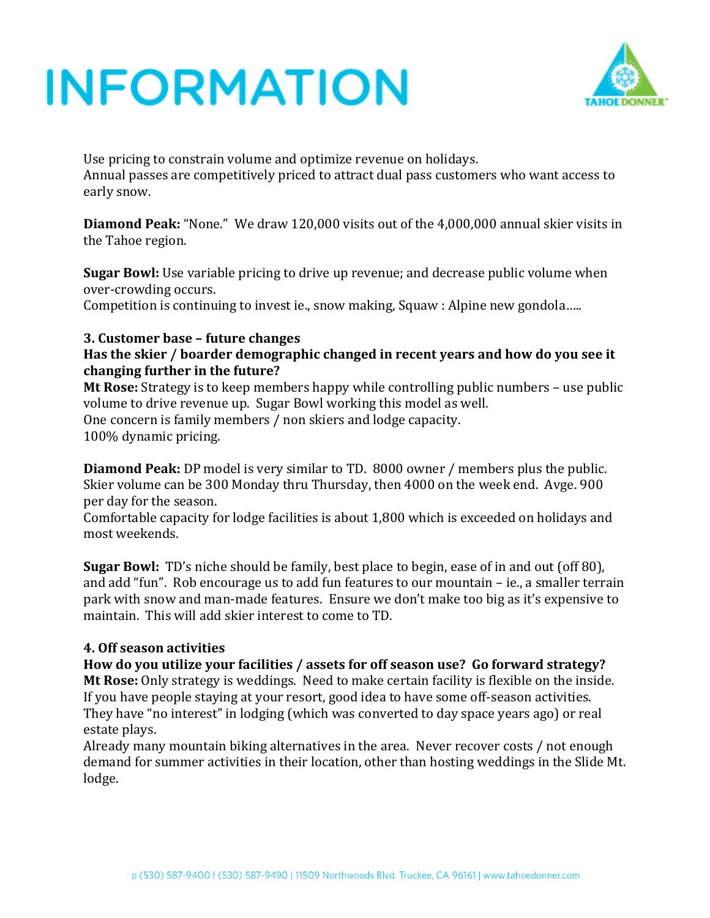# INFORMATION

Use pricing to constrain volume and optimize revenue on holidays.
Annual passes are competitively priced to attract dual pass customers who want access to early snow.

**Diamond Peak:** "None." We draw 120,000 visits out of the 4,000,000 annual skier visits in the Tahoe region.

**Sugar Bowl:** Use variable pricing to drive up revenue; and decrease public volume when over-crowding occurs.
Competition is continuing to invest ie., snow making, Squaw : Alpine new gondola…..

**3. Customer base – future changes**
**Has the skier / boarder demographic changed in recent years and how do you see it changing further in the future?**
**Mt Rose:** Strategy is to keep members happy while controlling public numbers – use public volume to drive revenue up. Sugar Bowl working this model as well.
One concern is family members / non skiers and lodge capacity.
100% dynamic pricing.

**Diamond Peak:** DP model is very similar to TD. 8000 owner / members plus the public. Skier volume can be 300 Monday thru Thursday, then 4000 on the week end. Avge. 900 per day for the season.
Comfortable capacity for lodge facilities is about 1,800 which is exceeded on holidays and most weekends.

**Sugar Bowl:** TD's niche should be family, best place to begin, ease of in and out (off 80), and add "fun". Rob encourage us to add fun features to our mountain – ie., a smaller terrain park with snow and man-made features. Ensure we don't make too big as it's expensive to maintain. This will add skier interest to come to TD.

**4. Off season activities**
**How do you utilize your facilities / assets for off season use? Go forward strategy?**
**Mt Rose:** Only strategy is weddings. Need to make certain facility is flexible on the inside. If you have people staying at your resort, good idea to have some off-season activities. They have "no interest" in lodging (which was converted to day space years ago) or real estate plays.
Already many mountain biking alternatives in the area. Never recover costs / not enough demand for summer activities in their location, other than hosting weddings in the Slide Mt. lodge.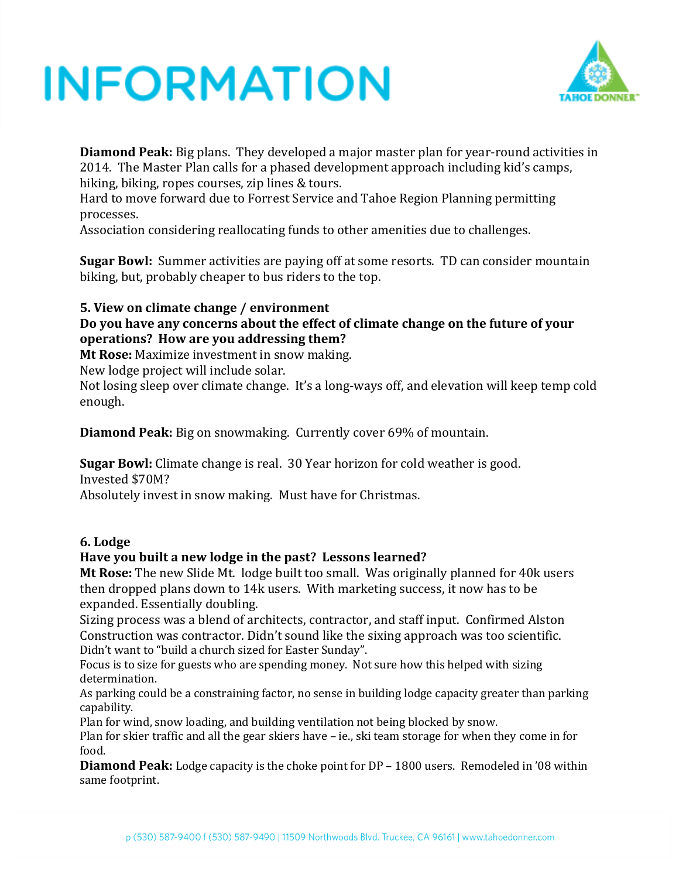**Diamond Peak:** Big plans. They developed a major master plan for year-round activities in 2014. The Master Plan calls for a phased development approach including kid's camps, hiking, biking, ropes courses, zip lines & tours.
Hard to move forward due to Forrest Service and Tahoe Region Planning permitting processes.
Association considering reallocating funds to other amenities due to challenges.

**Sugar Bowl:** Summer activities are paying off at some resorts. TD can consider mountain biking, but, probably cheaper to bus riders to the top.

**5. View on climate change / environment**
**Do you have any concerns about the effect of climate change on the future of your operations? How are you addressing them?**
**Mt Rose:** Maximize investment in snow making.
New lodge project will include solar.
Not losing sleep over climate change. It's a long-ways off, and elevation will keep temp cold enough.

**Diamond Peak:** Big on snowmaking. Currently cover 69% of mountain.

**Sugar Bowl:** Climate change is real. 30 Year horizon for cold weather is good.
Invested $70M?
Absolutely invest in snow making. Must have for Christmas.

**6. Lodge**
**Have you built a new lodge in the past? Lessons learned?**
**Mt Rose:** The new Slide Mt. lodge built too small. Was originally planned for 40k users then dropped plans down to 14k users. With marketing success, it now has to be expanded. Essentially doubling.
Sizing process was a blend of architects, contractor, and staff input. Confirmed Alston Construction was contractor. Didn't sound like the sixing approach was too scientific.
Didn't want to "build a church sized for Easter Sunday".
Focus is to size for guests who are spending money. Not sure how this helped with sizing determination.
As parking could be a constraining factor, no sense in building lodge capacity greater than parking capability.
Plan for wind, snow loading, and building ventilation not being blocked by snow.
Plan for skier traffic and all the gear skiers have – ie., ski team storage for when they come in for food.
**Diamond Peak:** Lodge capacity is the choke point for DP – 1800 users. Remodeled in '08 within same footprint.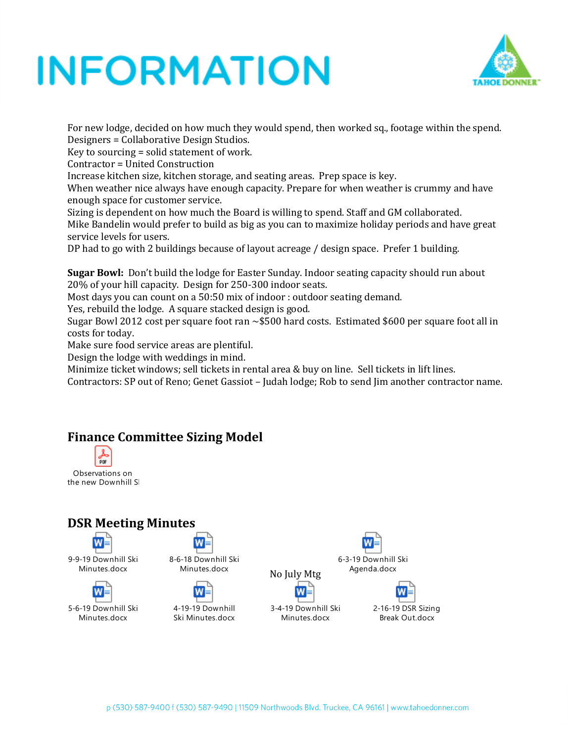# INFORMATION

For new lodge, decided on how much they would spend, then worked sq., footage within the spend.
Designers = Collaborative Design Studios.
Key to sourcing = solid statement of work.
Contractor = United Construction
Increase kitchen size, kitchen storage, and seating areas. Prep space is key.
When weather nice always have enough capacity. Prepare for when weather is crummy and have enough space for customer service.
Sizing is dependent on how much the Board is willing to spend. Staff and GM collaborated.
Mike Bandelin would prefer to build as big as you can to maximize holiday periods and have great service levels for users.
DP had to go with 2 buildings because of layout acreage / design space. Prefer 1 building.

**Sugar Bowl:** Don't build the lodge for Easter Sunday. Indoor seating capacity should run about 20% of your hill capacity. Design for 250-300 indoor seats.
Most days you can count on a 50:50 mix of indoor : outdoor seating demand.
Yes, rebuild the lodge. A square stacked design is good.
Sugar Bowl 2012 cost per square foot ran ~$500 hard costs. Estimated $600 per square foot all in costs for today.
Make sure food service areas are plentiful.
Design the lodge with weddings in mind.
Minimize ticket windows; sell tickets in rental area & buy on line. Sell tickets in lift lines.
Contractors: SP out of Reno; Genet Gassiot – Judah lodge; Rob to send Jim another contractor name.

## Finance Committee Sizing Model

Observations on the new Downhill Sl

## DSR Meeting Minutes

9-9-19 Downhill Ski Minutes.docx

8-6-18 Downhill Ski Minutes.docx

No July Mtg

6-3-19 Downhill Ski Agenda.docx

5-6-19 Downhill Ski Minutes.docx

4-19-19 Downhill Ski Minutes.docx

3-4-19 Downhill Ski Minutes.docx

2-16-19 DSR Sizing Break Out.docx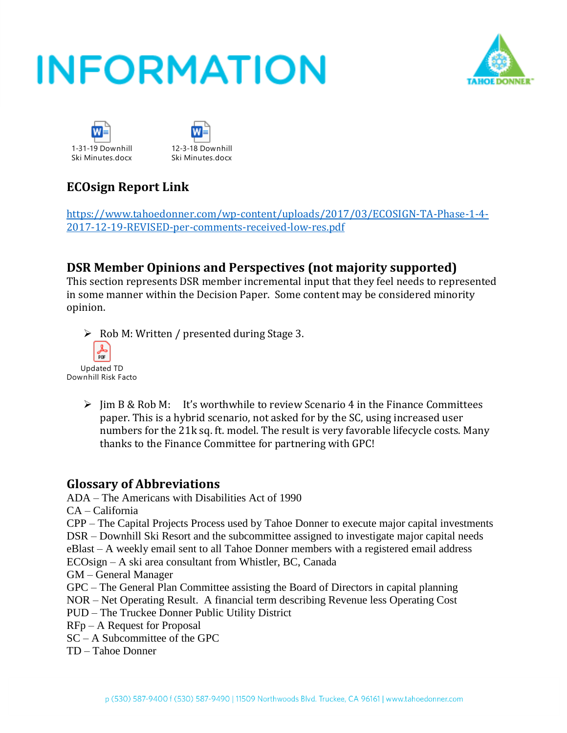# INFORMATION

1-31-19 Downhill Ski Minutes.docx

12-3-18 Downhill Ski Minutes.docx

## ECOsign Report Link

https://www.tahoedonner.com/wp-content/uploads/2017/03/ECOSIGN-TA-Phase-1-4-2017-12-19-REVISED-per-comments-received-low-res.pdf

## DSR Member Opinions and Perspectives (not majority supported)

This section represents DSR member incremental input that they feel needs to represented in some manner within the Decision Paper. Some content may be considered minority opinion.

- Rob M: Written / presented during Stage 3.

Updated TD Downhill Risk Facto

- Jim B & Rob M: It's worthwhile to review Scenario 4 in the Finance Committees paper. This is a hybrid scenario, not asked for by the SC, using increased user numbers for the 21k sq. ft. model. The result is very favorable lifecycle costs. Many thanks to the Finance Committee for partnering with GPC!

## Glossary of Abbreviations

ADA – The Americans with Disabilities Act of 1990
CA – California
CPP – The Capital Projects Process used by Tahoe Donner to execute major capital investments
DSR – Downhill Ski Resort and the subcommittee assigned to investigate major capital needs
eBlast – A weekly email sent to all Tahoe Donner members with a registered email address
ECOsign – A ski area consultant from Whistler, BC, Canada
GM – General Manager
GPC – The General Plan Committee assisting the Board of Directors in capital planning
NOR – Net Operating Result. A financial term describing Revenue less Operating Cost
PUD – The Truckee Donner Public Utility District
RFp – A Request for Proposal
SC – A Subcommittee of the GPC
TD – Tahoe Donner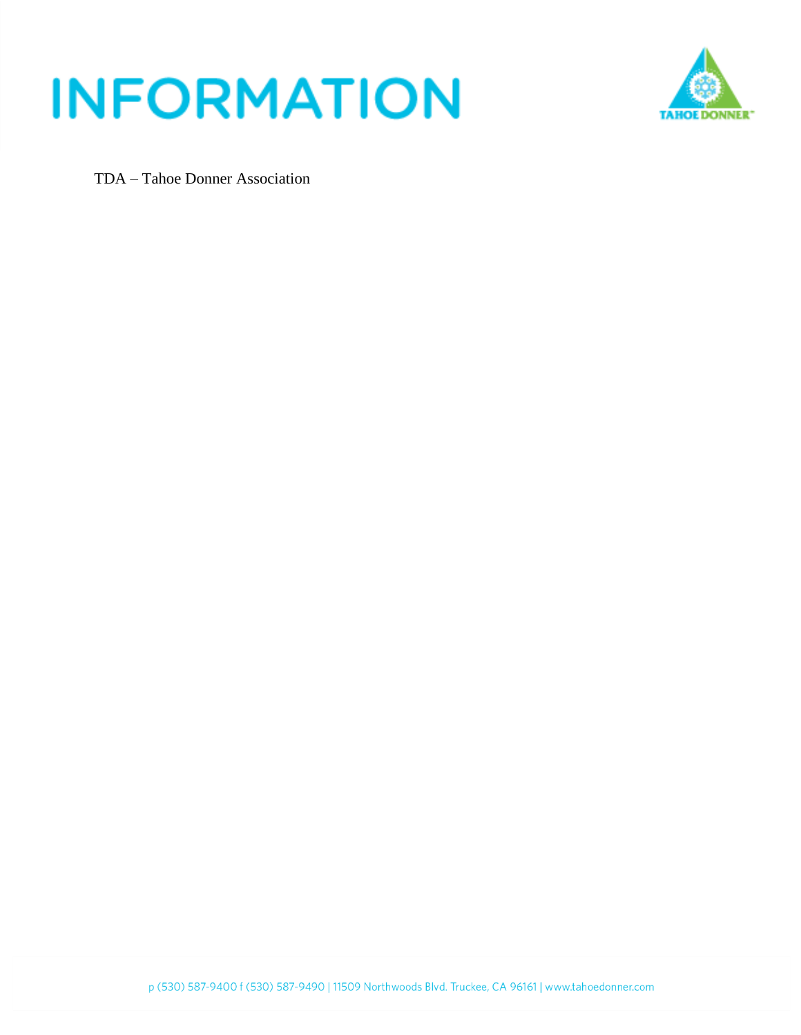# INFORMATION

TDA – Tahoe Donner Association